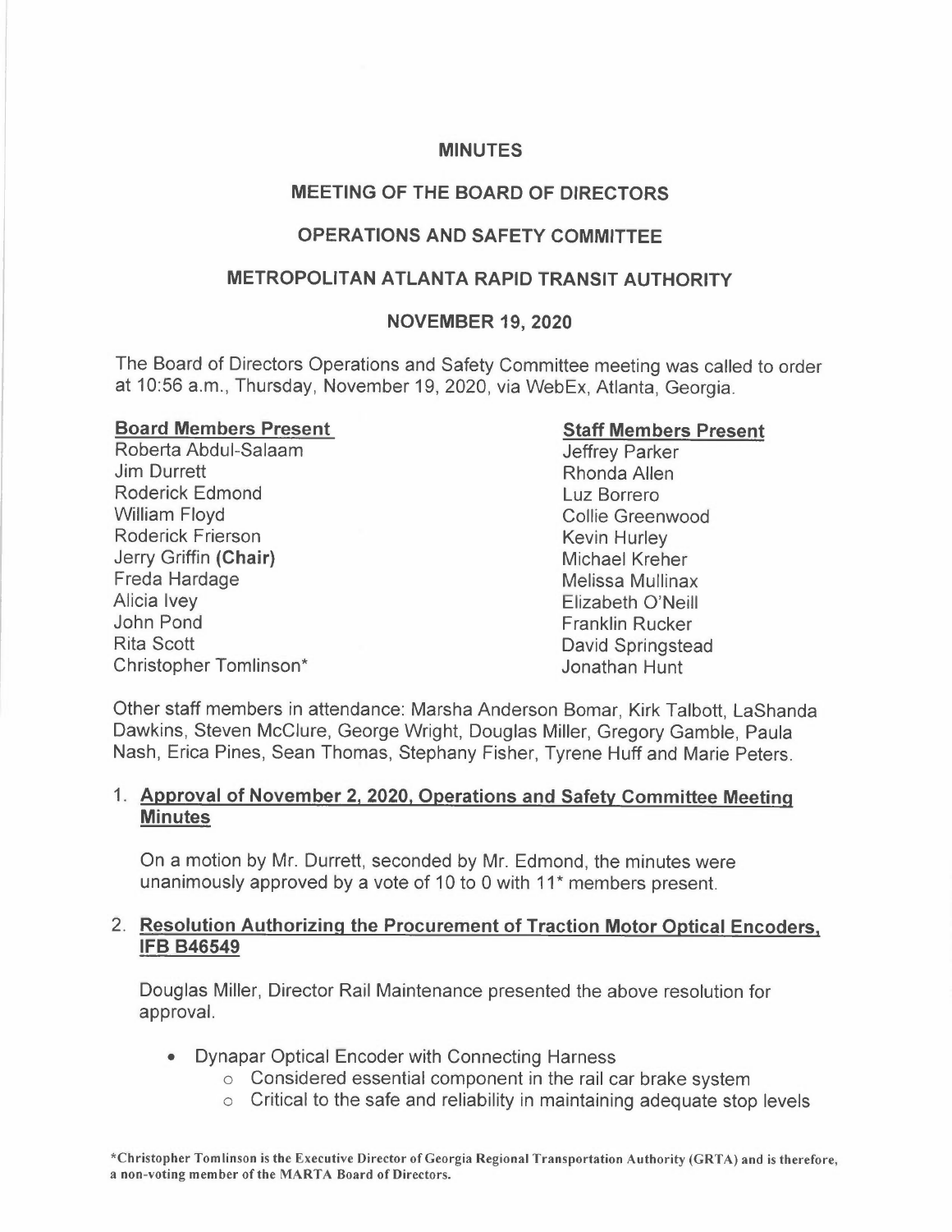# MINUTES

## MEETING OF THE BOARD OF DIRECTORS

## OPERATIONS AND SAFETY COMMITTEE

## METROPOLITAN ATLANTA RAPID TRANSIT AUTHORITY

## NOVEMBER 19, 2020

The Board of Directors Operations and Safety Committee meeting was called to order at 10:56 a.m., Thursday, November 19, 2020, via WebEx, Atlanta, Georgia.

**Board Members Present**

Roberta Abdul-Salaam
Jim Durrett
Roderick Edmond
William Floyd
Roderick Frierson
Jerry Griffin **(Chair)**
Freda Hardage
Alicia Ivey
John Pond
Rita Scott
Christopher Tomlinson*

**Staff Members Present**

Jeffrey Parker
Rhonda Allen
Luz Borrero
Collie Greenwood
Kevin Hurley
Michael Kreher
Melissa Mullinax
Elizabeth O'Neill
Franklin Rucker
David Springstead
Jonathan Hunt

Other staff members in attendance: Marsha Anderson Bomar, Kirk Talbott, LaShanda Dawkins, Steven McClure, George Wright, Douglas Miller, Gregory Gamble, Paula Nash, Erica Pines, Sean Thomas, Stephany Fisher, Tyrene Huff and Marie Peters.

1. **Approval of November 2, 2020, Operations and Safety Committee Meeting Minutes**

   On a motion by Mr. Durrett, seconded by Mr. Edmond, the minutes were unanimously approved by a vote of 10 to 0 with 11* members present.

2. **Resolution Authorizing the Procurement of Traction Motor Optical Encoders, IFB B46549**

   Douglas Miller, Director Rail Maintenance presented the above resolution for approval.

   - Dynapar Optical Encoder with Connecting Harness
     - Considered essential component in the rail car brake system
     - Critical to the safe and reliability in maintaining adequate stop levels

*Christopher Tomlinson is the Executive Director of Georgia Regional Transportation Authority (GRTA) and is therefore, a non-voting member of the MARTA Board of Directors.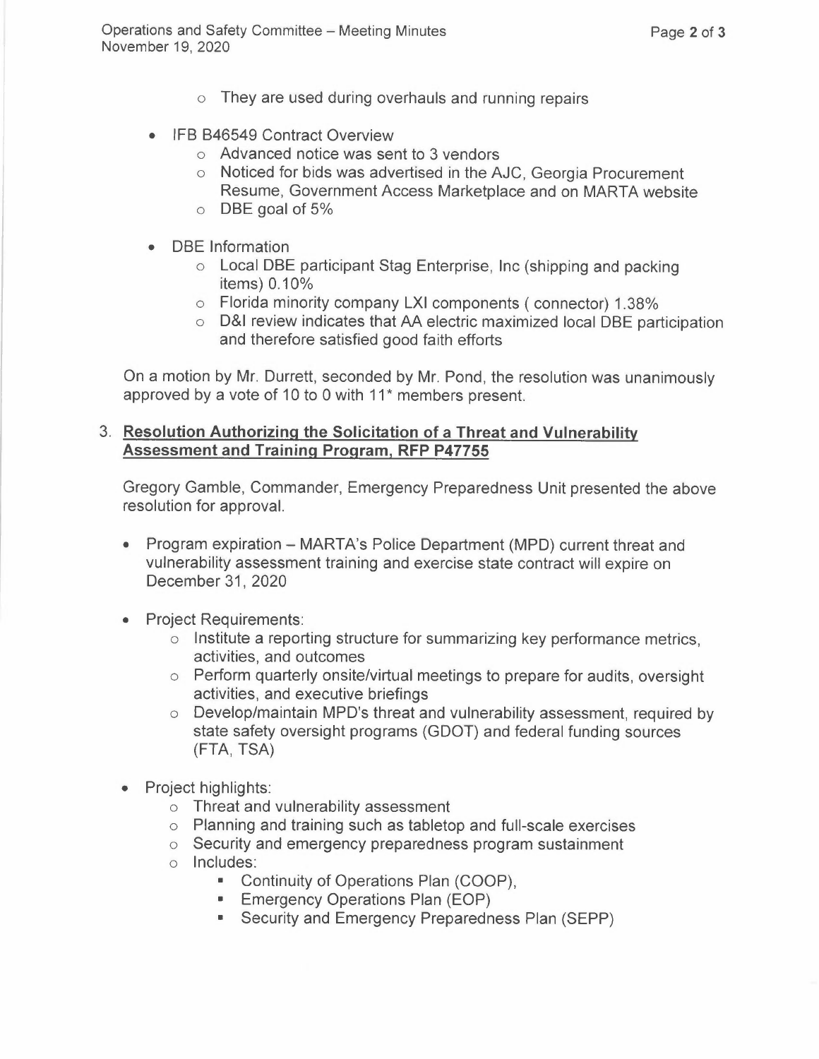- They are used during overhauls and running repairs

- IFB B46549 Contract Overview
  - Advanced notice was sent to 3 vendors
  - Noticed for bids was advertised in the AJC, Georgia Procurement Resume, Government Access Marketplace and on MARTA website
  - DBE goal of 5%

- DBE Information
  - Local DBE participant Stag Enterprise, Inc (shipping and packing items) 0.10%
  - Florida minority company LXI components ( connector) 1.38%
  - D&I review indicates that AA electric maximized local DBE participation and therefore satisfied good faith efforts

On a motion by Mr. Durrett, seconded by Mr. Pond, the resolution was unanimously approved by a vote of 10 to 0 with 11* members present.

3. **<u>Resolution Authorizing the Solicitation of a Threat and Vulnerability Assessment and Training Program, RFP P47755</u>**

   Gregory Gamble, Commander, Emergency Preparedness Unit presented the above resolution for approval.

   - Program expiration – MARTA's Police Department (MPD) current threat and vulnerability assessment training and exercise state contract will expire on December 31, 2020

   - Project Requirements:
     - Institute a reporting structure for summarizing key performance metrics, activities, and outcomes
     - Perform quarterly onsite/virtual meetings to prepare for audits, oversight activities, and executive briefings
     - Develop/maintain MPD's threat and vulnerability assessment, required by state safety oversight programs (GDOT) and federal funding sources (FTA, TSA)

   - Project highlights:
     - Threat and vulnerability assessment
     - Planning and training such as tabletop and full-scale exercises
     - Security and emergency preparedness program sustainment
     - Includes:
       - Continuity of Operations Plan (COOP),
       - Emergency Operations Plan (EOP)
       - Security and Emergency Preparedness Plan (SEPP)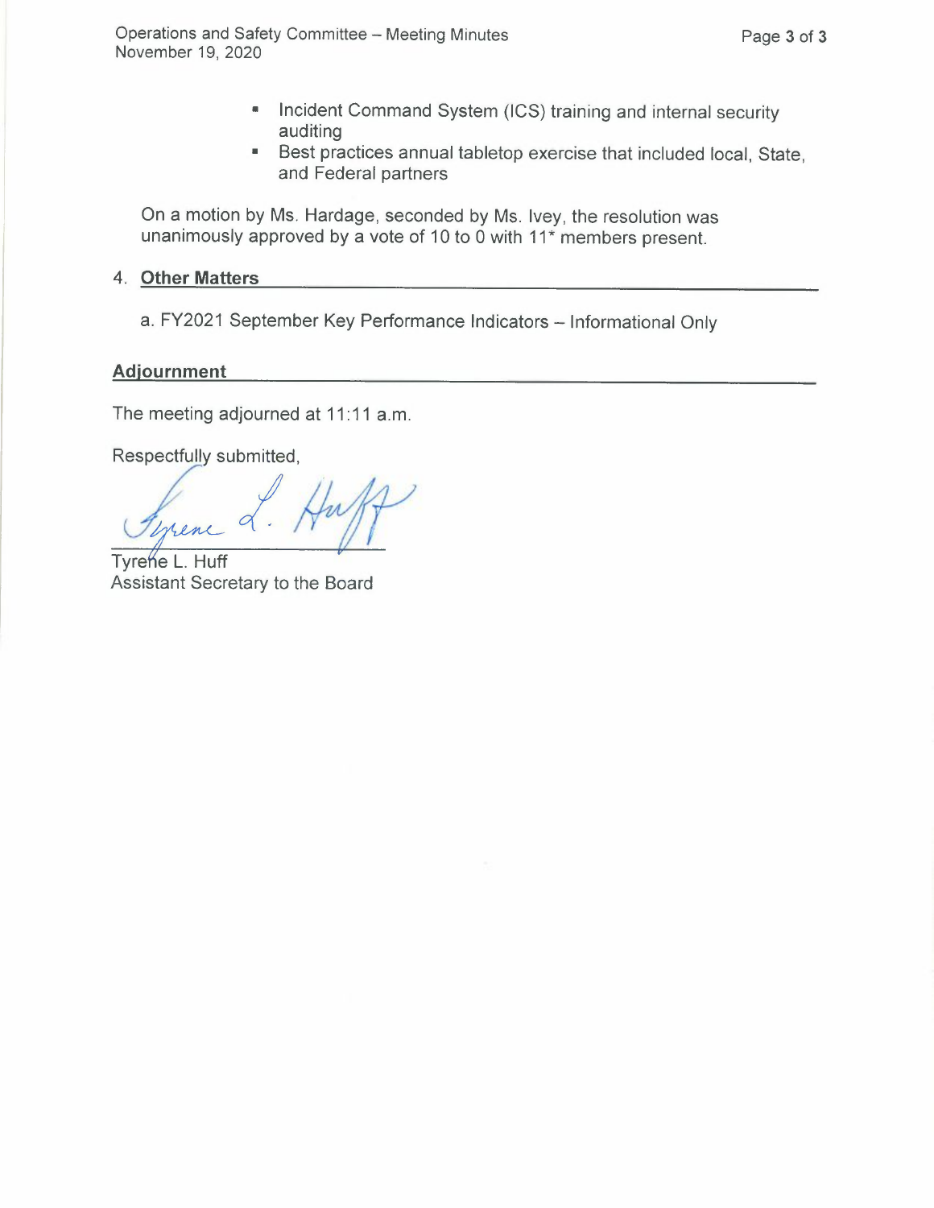- Incident Command System (ICS) training and internal security auditing
- Best practices annual tabletop exercise that included local, State, and Federal partners

On a motion by Ms. Hardage, seconded by Ms. Ivey, the resolution was unanimously approved by a vote of 10 to 0 with 11* members present.

4. **Other Matters**

a. FY2021 September Key Performance Indicators – Informational Only

**Adjournment**

The meeting adjourned at 11:11 a.m.

Respectfully submitted,

Tyrene L. Huff
Assistant Secretary to the Board